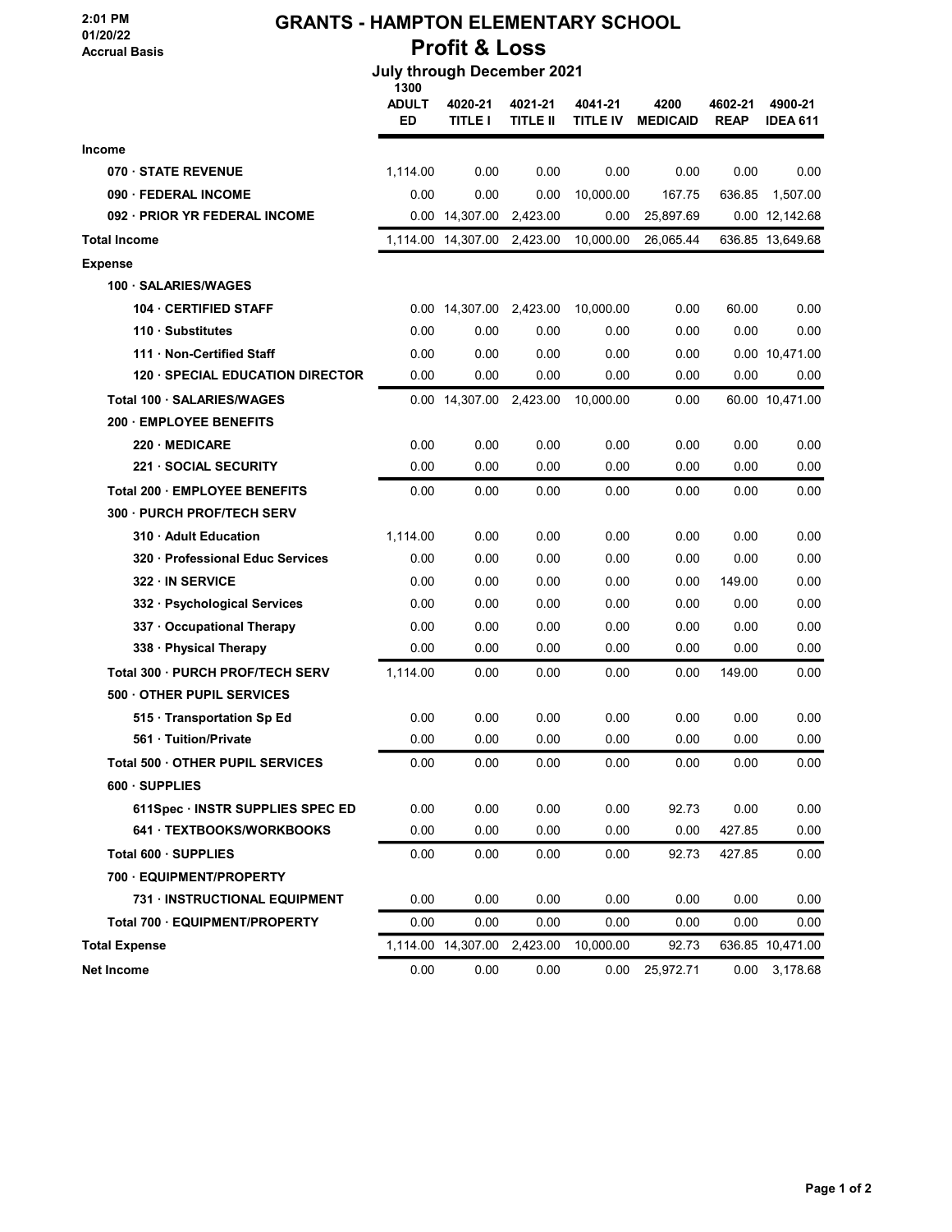2:01 PM
01/20/22
Accrual Basis

# GRANTS - HAMPTON ELEMENTARY SCHOOL

## Profit & Loss

### July through December 2021

| | 1300 ADULT ED | 4020-21 TITLE I | 4021-21 TITLE II | 4041-21 TITLE IV | 4200 MEDICAID | 4602-21 REAP | 4900-21 IDEA 611 |
|---|---|---|---|---|---|---|---|
| **Income** | | | | | | | |
| **070 · STATE REVENUE** | 1,114.00 | 0.00 | 0.00 | 0.00 | 0.00 | 0.00 | 0.00 |
| **090 · FEDERAL INCOME** | 0.00 | 0.00 | 0.00 | 10,000.00 | 167.75 | 636.85 | 1,507.00 |
| **092 · PRIOR YR FEDERAL INCOME** | 0.00 | 14,307.00 | 2,423.00 | 0.00 | 25,897.69 | 0.00 | 12,142.68 |
| **Total Income** | 1,114.00 | 14,307.00 | 2,423.00 | 10,000.00 | 26,065.44 | 636.85 | 13,649.68 |
| **Expense** | | | | | | | |
| **100 · SALARIES/WAGES** | | | | | | | |
| **104 · CERTIFIED STAFF** | 0.00 | 14,307.00 | 2,423.00 | 10,000.00 | 0.00 | 60.00 | 0.00 |
| **110 · Substitutes** | 0.00 | 0.00 | 0.00 | 0.00 | 0.00 | 0.00 | 0.00 |
| **111 · Non-Certified Staff** | 0.00 | 0.00 | 0.00 | 0.00 | 0.00 | 0.00 | 10,471.00 |
| **120 · SPECIAL EDUCATION DIRECTOR** | 0.00 | 0.00 | 0.00 | 0.00 | 0.00 | 0.00 | 0.00 |
| **Total 100 · SALARIES/WAGES** | 0.00 | 14,307.00 | 2,423.00 | 10,000.00 | 0.00 | 60.00 | 10,471.00 |
| **200 · EMPLOYEE BENEFITS** | | | | | | | |
| **220 · MEDICARE** | 0.00 | 0.00 | 0.00 | 0.00 | 0.00 | 0.00 | 0.00 |
| **221 · SOCIAL SECURITY** | 0.00 | 0.00 | 0.00 | 0.00 | 0.00 | 0.00 | 0.00 |
| **Total 200 · EMPLOYEE BENEFITS** | 0.00 | 0.00 | 0.00 | 0.00 | 0.00 | 0.00 | 0.00 |
| **300 · PURCH PROF/TECH SERV** | | | | | | | |
| **310 · Adult Education** | 1,114.00 | 0.00 | 0.00 | 0.00 | 0.00 | 0.00 | 0.00 |
| **320 · Professional Educ Services** | 0.00 | 0.00 | 0.00 | 0.00 | 0.00 | 0.00 | 0.00 |
| **322 · IN SERVICE** | 0.00 | 0.00 | 0.00 | 0.00 | 0.00 | 149.00 | 0.00 |
| **332 · Psychological Services** | 0.00 | 0.00 | 0.00 | 0.00 | 0.00 | 0.00 | 0.00 |
| **337 · Occupational Therapy** | 0.00 | 0.00 | 0.00 | 0.00 | 0.00 | 0.00 | 0.00 |
| **338 · Physical Therapy** | 0.00 | 0.00 | 0.00 | 0.00 | 0.00 | 0.00 | 0.00 |
| **Total 300 · PURCH PROF/TECH SERV** | 1,114.00 | 0.00 | 0.00 | 0.00 | 0.00 | 149.00 | 0.00 |
| **500 · OTHER PUPIL SERVICES** | | | | | | | |
| **515 · Transportation Sp Ed** | 0.00 | 0.00 | 0.00 | 0.00 | 0.00 | 0.00 | 0.00 |
| **561 · Tuition/Private** | 0.00 | 0.00 | 0.00 | 0.00 | 0.00 | 0.00 | 0.00 |
| **Total 500 · OTHER PUPIL SERVICES** | 0.00 | 0.00 | 0.00 | 0.00 | 0.00 | 0.00 | 0.00 |
| **600 · SUPPLIES** | | | | | | | |
| **611Spec · INSTR SUPPLIES SPEC ED** | 0.00 | 0.00 | 0.00 | 0.00 | 92.73 | 0.00 | 0.00 |
| **641 · TEXTBOOKS/WORKBOOKS** | 0.00 | 0.00 | 0.00 | 0.00 | 0.00 | 427.85 | 0.00 |
| **Total 600 · SUPPLIES** | 0.00 | 0.00 | 0.00 | 0.00 | 92.73 | 427.85 | 0.00 |
| **700 · EQUIPMENT/PROPERTY** | | | | | | | |
| **731 · INSTRUCTIONAL EQUIPMENT** | 0.00 | 0.00 | 0.00 | 0.00 | 0.00 | 0.00 | 0.00 |
| **Total 700 · EQUIPMENT/PROPERTY** | 0.00 | 0.00 | 0.00 | 0.00 | 0.00 | 0.00 | 0.00 |
| **Total Expense** | 1,114.00 | 14,307.00 | 2,423.00 | 10,000.00 | 92.73 | 636.85 | 10,471.00 |
| **Net Income** | 0.00 | 0.00 | 0.00 | 0.00 | 25,972.71 | 0.00 | 3,178.68 |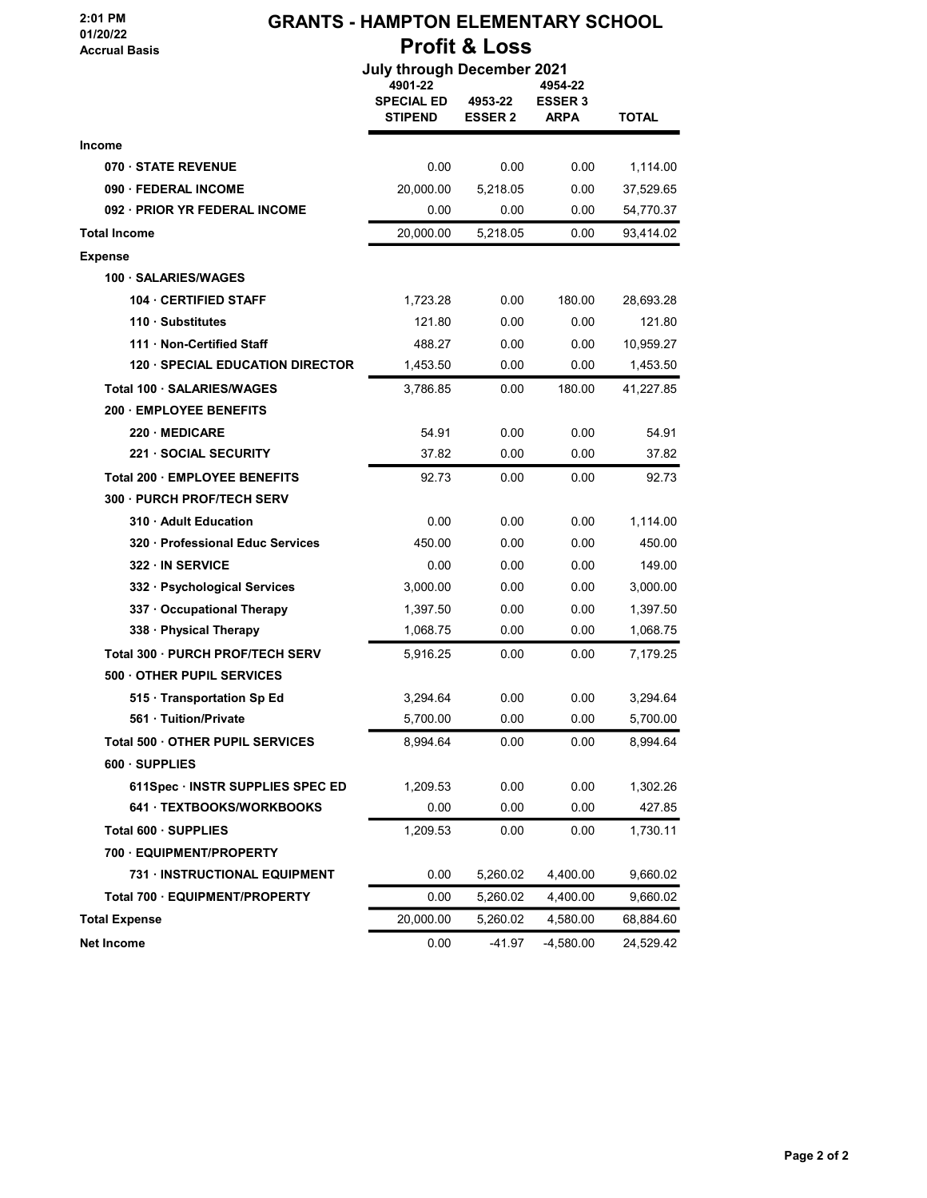2:01 PM
01/20/22
Accrual Basis

# GRANTS - HAMPTON ELEMENTARY SCHOOL

## Profit & Loss

### July through December 2021

| | 4901-22 SPECIAL ED STIPEND | 4953-22 ESSER 2 | 4954-22 ESSER 3 ARPA | TOTAL |
|---|---|---|---|---|
| **Income** | | | | |
| 070 · STATE REVENUE | 0.00 | 0.00 | 0.00 | 1,114.00 |
| 090 · FEDERAL INCOME | 20,000.00 | 5,218.05 | 0.00 | 37,529.65 |
| 092 · PRIOR YR FEDERAL INCOME | 0.00 | 0.00 | 0.00 | 54,770.37 |
| **Total Income** | 20,000.00 | 5,218.05 | 0.00 | 93,414.02 |
| **Expense** | | | | |
| 100 · SALARIES/WAGES | | | | |
| 104 · CERTIFIED STAFF | 1,723.28 | 0.00 | 180.00 | 28,693.28 |
| 110 · Substitutes | 121.80 | 0.00 | 0.00 | 121.80 |
| 111 · Non-Certified Staff | 488.27 | 0.00 | 0.00 | 10,959.27 |
| 120 · SPECIAL EDUCATION DIRECTOR | 1,453.50 | 0.00 | 0.00 | 1,453.50 |
| Total 100 · SALARIES/WAGES | 3,786.85 | 0.00 | 180.00 | 41,227.85 |
| 200 · EMPLOYEE BENEFITS | | | | |
| 220 · MEDICARE | 54.91 | 0.00 | 0.00 | 54.91 |
| 221 · SOCIAL SECURITY | 37.82 | 0.00 | 0.00 | 37.82 |
| Total 200 · EMPLOYEE BENEFITS | 92.73 | 0.00 | 0.00 | 92.73 |
| 300 · PURCH PROF/TECH SERV | | | | |
| 310 · Adult Education | 0.00 | 0.00 | 0.00 | 1,114.00 |
| 320 · Professional Educ Services | 450.00 | 0.00 | 0.00 | 450.00 |
| 322 · IN SERVICE | 0.00 | 0.00 | 0.00 | 149.00 |
| 332 · Psychological Services | 3,000.00 | 0.00 | 0.00 | 3,000.00 |
| 337 · Occupational Therapy | 1,397.50 | 0.00 | 0.00 | 1,397.50 |
| 338 · Physical Therapy | 1,068.75 | 0.00 | 0.00 | 1,068.75 |
| Total 300 · PURCH PROF/TECH SERV | 5,916.25 | 0.00 | 0.00 | 7,179.25 |
| 500 · OTHER PUPIL SERVICES | | | | |
| 515 · Transportation Sp Ed | 3,294.64 | 0.00 | 0.00 | 3,294.64 |
| 561 · Tuition/Private | 5,700.00 | 0.00 | 0.00 | 5,700.00 |
| Total 500 · OTHER PUPIL SERVICES | 8,994.64 | 0.00 | 0.00 | 8,994.64 |
| 600 · SUPPLIES | | | | |
| 611Spec · INSTR SUPPLIES SPEC ED | 1,209.53 | 0.00 | 0.00 | 1,302.26 |
| 641 · TEXTBOOKS/WORKBOOKS | 0.00 | 0.00 | 0.00 | 427.85 |
| Total 600 · SUPPLIES | 1,209.53 | 0.00 | 0.00 | 1,730.11 |
| 700 · EQUIPMENT/PROPERTY | | | | |
| 731 · INSTRUCTIONAL EQUIPMENT | 0.00 | 5,260.02 | 4,400.00 | 9,660.02 |
| Total 700 · EQUIPMENT/PROPERTY | 0.00 | 5,260.02 | 4,400.00 | 9,660.02 |
| **Total Expense** | 20,000.00 | 5,260.02 | 4,580.00 | 68,884.60 |
| **Net Income** | 0.00 | -41.97 | -4,580.00 | 24,529.42 |